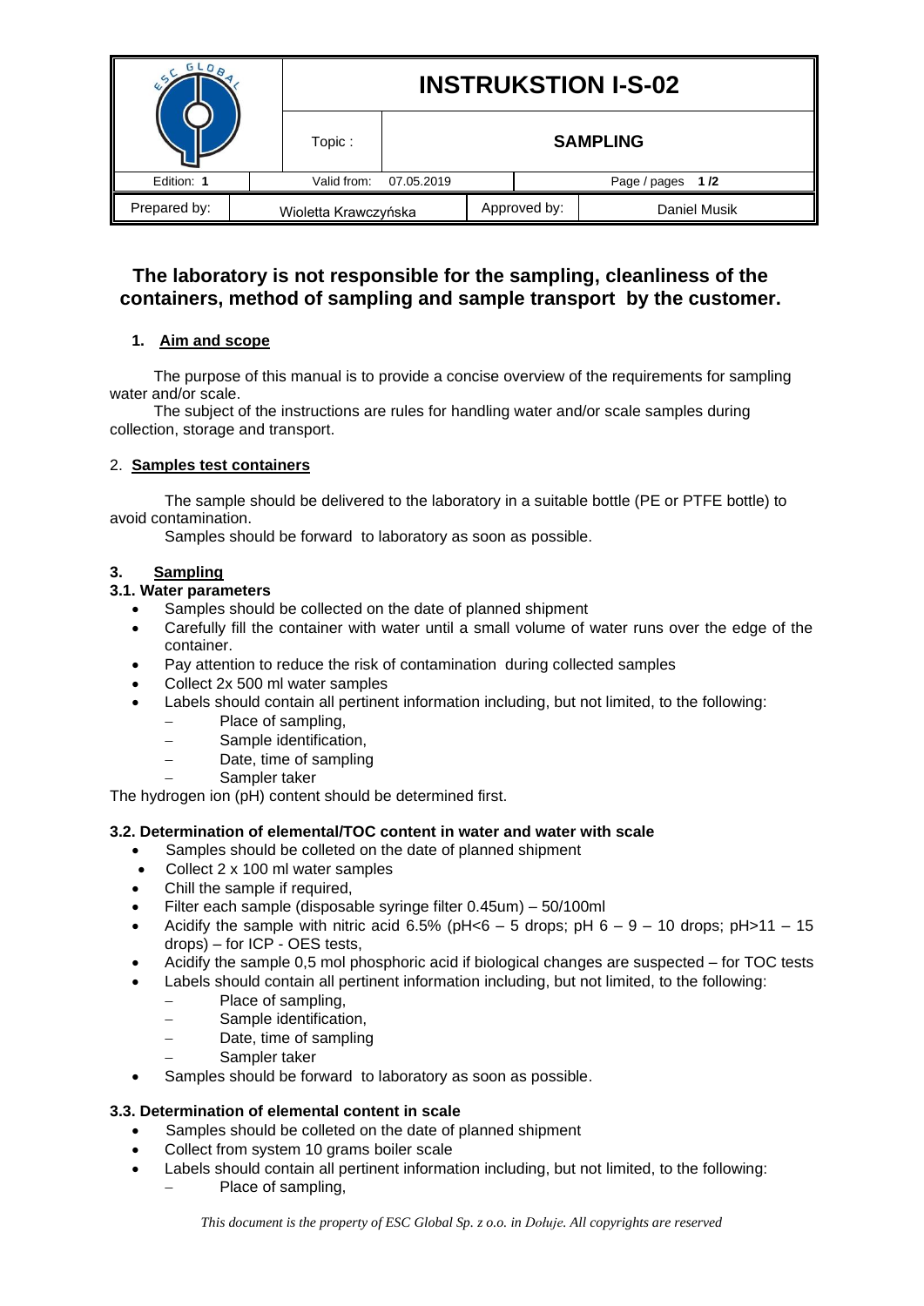| | INSTRUKSTION I-S-02 | | | |
|---|---|---|---|---|
| | Topic : | SAMPLING | | |
| Edition: **1** | Valid from: 07.05.2019 | | Page / pages **1 /2** | |
| Prepared by: | Wioletta Krawczyńska | Approved by: | Daniel Musik | |

## The laboratory is not responsible for the sampling, cleanliness of the containers, method of sampling and sample transport by the customer.

### 1. Aim and scope

The purpose of this manual is to provide a concise overview of the requirements for sampling water and/or scale.

The subject of the instructions are rules for handling water and/or scale samples during collection, storage and transport.

### 2. Samples test containers

The sample should be delivered to the laboratory in a suitable bottle (PE or PTFE bottle) to avoid contamination.

Samples should be forward to laboratory as soon as possible.

### 3. Sampling

#### 3.1. Water parameters

- Samples should be collected on the date of planned shipment
- Carefully fill the container with water until a small volume of water runs over the edge of the container.
- Pay attention to reduce the risk of contamination during collected samples
- Collect 2x 500 ml water samples
- Labels should contain all pertinent information including, but not limited, to the following:
  - Place of sampling,
  - Sample identification,
  - Date, time of sampling
  - Sampler taker

The hydrogen ion (pH) content should be determined first.

#### 3.2. Determination of elemental/TOC content in water and water with scale

- Samples should be colleted on the date of planned shipment
- Collect 2 x 100 ml water samples
- Chill the sample if required,
- Filter each sample (disposable syringe filter 0.45um) – 50/100ml
- Acidify the sample with nitric acid 6.5% (pH<6 – 5 drops; pH 6 – 9 – 10 drops; pH>11 – 15 drops) – for ICP - OES tests,
- Acidify the sample 0,5 mol phosphoric acid if biological changes are suspected – for TOC tests
- Labels should contain all pertinent information including, but not limited, to the following:
  - Place of sampling,
  - Sample identification,
  - Date, time of sampling
  - Sampler taker
- Samples should be forward to laboratory as soon as possible.

#### 3.3. Determination of elemental content in scale

- Samples should be colleted on the date of planned shipment
- Collect from system 10 grams boiler scale
- Labels should contain all pertinent information including, but not limited, to the following:
  - Place of sampling,

*This document is the property of ESC Global Sp. z o.o. in Dołuje. All copyrights are reserved*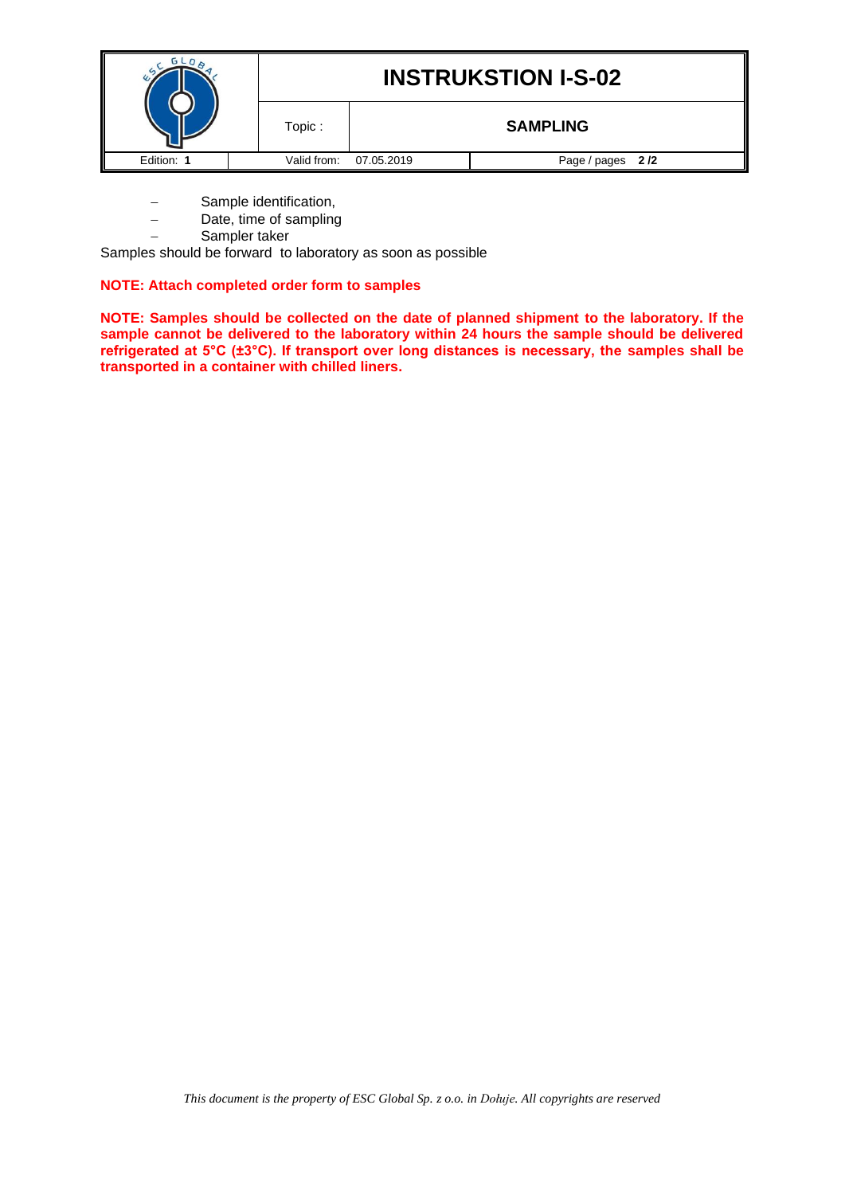- Sample identification,
- Date, time of sampling
- Sampler taker

Samples should be forward  to laboratory as soon as possible

**NOTE: Attach completed order form to samples**

**NOTE: Samples should be collected on the date of planned shipment to the laboratory. If the sample cannot be delivered to the laboratory within 24 hours the sample should be delivered refrigerated at 5°C (±3°C). If transport over long distances is necessary, the samples shall be transported in a container with chilled liners.**

*This document is the property of ESC Global Sp. z o.o. in Dołuje. All copyrights are reserved*